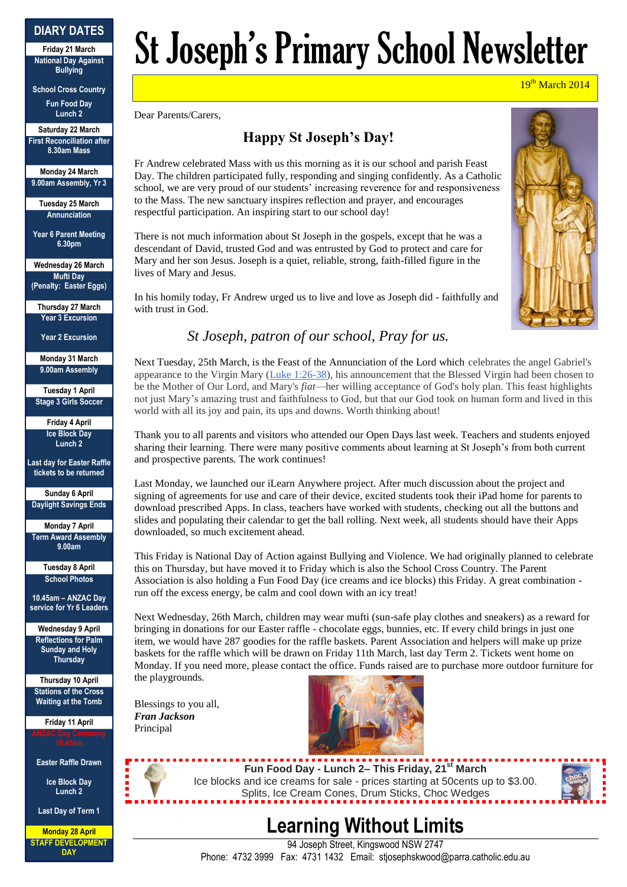# St Joseph's Primary School Newsletter

19th March 2014

## DIARY DATES

**Friday 21 March**
National Day Against Bullying

School Cross Country

Fun Food Day Lunch 2

**Saturday 22 March**
First Reconciliation after 8.30am Mass

**Monday 24 March**
9.00am Assembly, Yr 3

**Tuesday 25 March**
Annunciation

Year 6 Parent Meeting 6.30pm

**Wednesday 26 March**
Mufti Day (Penalty: Easter Eggs)

**Thursday 27 March**
Year 3 Excursion

Year 2 Excursion

**Monday 31 March**
9.00am Assembly

**Tuesday 1 April**
Stage 3 Girls Soccer

**Friday 4 April**
Ice Block Day Lunch 2

Last day for Easter Raffle tickets to be returned

**Sunday 6 April**
Daylight Savings Ends

**Monday 7 April**
Term Award Assembly 9.00am

**Tuesday 8 April**
School Photos

10.45am – ANZAC Day service for Yr 6 Leaders

**Wednesday 9 April**
Reflections for Palm Sunday and Holy Thursday

**Thursday 10 April**
Stations of the Cross Waiting at the Tomb

**Friday 11 April**
ANZAC Day Ceremony 10.45am

Easter Raffle Drawn

Ice Block Day Lunch 2

Last Day of Term 1

**Monday 28 April**
STAFF DEVELOPMENT DAY

---

Dear Parents/Carers,

## Happy St Joseph's Day!

Fr Andrew celebrated Mass with us this morning as it is our school and parish Feast Day. The children participated fully, responding and singing confidently. As a Catholic school, we are very proud of our students' increasing reverence for and responsiveness to the Mass. The new sanctuary inspires reflection and prayer, and encourages respectful participation. An inspiring start to our school day!

There is not much information about St Joseph in the gospels, except that he was a descendant of David, trusted God and was entrusted by God to protect and care for Mary and her son Jesus. Joseph is a quiet, reliable, strong, faith-filled figure in the lives of Mary and Jesus.

In his homily today, Fr Andrew urged us to live and love as Joseph did - faithfully and with trust in God.

*St Joseph, patron of our school, Pray for us.*

Next Tuesday, 25th March, is the Feast of the Annunciation of the Lord which celebrates the angel Gabriel's appearance to the Virgin Mary (Luke 1:26-38), his announcement that the Blessed Virgin had been chosen to be the Mother of Our Lord, and Mary's *fiat*—her willing acceptance of God's holy plan. This feast highlights not just Mary's amazing trust and faithfulness to God, but that our God took on human form and lived in this world with all its joy and pain, its ups and downs. Worth thinking about!

Thank you to all parents and visitors who attended our Open Days last week. Teachers and students enjoyed sharing their learning. There were many positive comments about learning at St Joseph's from both current and prospective parents. The work continues!

Last Monday, we launched our iLearn Anywhere project. After much discussion about the project and signing of agreements for use and care of their device, excited students took their iPad home for parents to download prescribed Apps. In class, teachers have worked with students, checking out all the buttons and slides and populating their calendar to get the ball rolling. Next week, all students should have their Apps downloaded, so much excitement ahead.

This Friday is National Day of Action against Bullying and Violence. We had originally planned to celebrate this on Thursday, but have moved it to Friday which is also the School Cross Country. The Parent Association is also holding a Fun Food Day (ice creams and ice blocks) this Friday. A great combination - run off the excess energy, be calm and cool down with an icy treat!

Next Wednesday, 26th March, children may wear mufti (sun-safe play clothes and sneakers) as a reward for bringing in donations for our Easter raffle - chocolate eggs, bunnies, etc. If every child brings in just one item, we would have 287 goodies for the raffle baskets. Parent Association and helpers will make up prize baskets for the raffle which will be drawn on Friday 11th March, last day Term 2. Tickets went home on Monday. If you need more, please contact the office. Funds raised are to purchase more outdoor furniture for the playgrounds.

Blessings to you all,
***Fran Jackson***
Principal

---

**Fun Food Day - Lunch 2– This Friday, 21st March**
Ice blocks and ice creams for sale - prices starting at 50cents up to $3.00.
Splits, Ice Cream Cones, Drum Sticks, Choc Wedges

---

# Learning Without Limits

94 Joseph Street, Kingswood NSW 2747
Phone: 4732 3999 Fax: 4731 1432 Email: stjosephskwood@parra.catholic.edu.au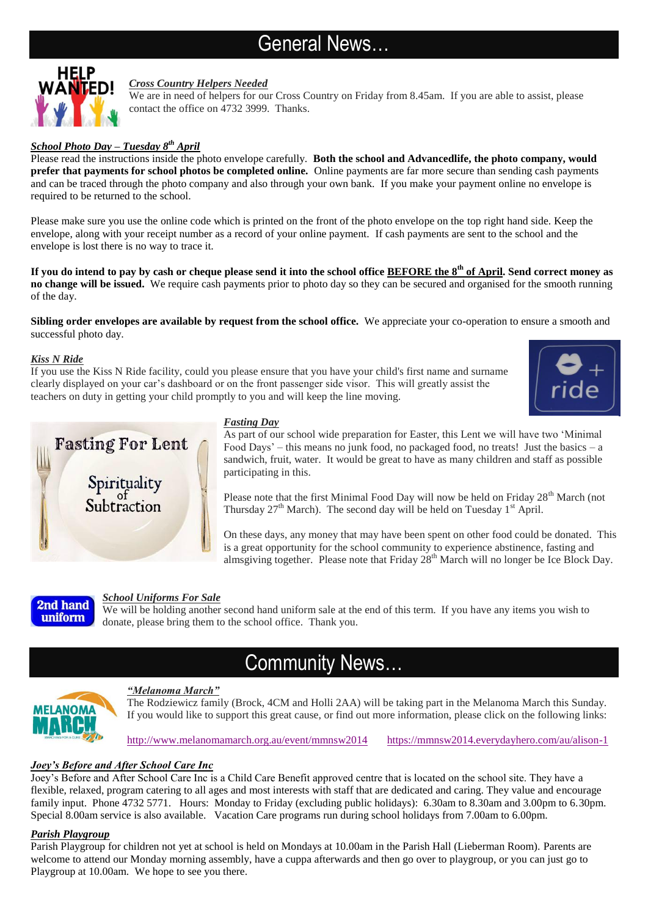# General News…

***Cross Country Helpers Needed***

We are in need of helpers for our Cross Country on Friday from 8.45am. If you are able to assist, please contact the office on 4732 3999. Thanks.

***School Photo Day – Tuesday 8th April***

Please read the instructions inside the photo envelope carefully. **Both the school and Advancedlife, the photo company, would prefer that payments for school photos be completed online.** Online payments are far more secure than sending cash payments and can be traced through the photo company and also through your own bank. If you make your payment online no envelope is required to be returned to the school.

Please make sure you use the online code which is printed on the front of the photo envelope on the top right hand side. Keep the envelope, along with your receipt number as a record of your online payment. If cash payments are sent to the school and the envelope is lost there is no way to trace it.

**If you do intend to pay by cash or cheque please send it into the school office BEFORE the 8th of April. Send correct money as no change will be issued.** We require cash payments prior to photo day so they can be secured and organised for the smooth running of the day.

**Sibling order envelopes are available by request from the school office.** We appreciate your co-operation to ensure a smooth and successful photo day.

***Kiss N Ride***

If you use the Kiss N Ride facility, could you please ensure that you have your child's first name and surname clearly displayed on your car's dashboard or on the front passenger side visor. This will greatly assist the teachers on duty in getting your child promptly to you and will keep the line moving.

***Fasting Day***

As part of our school wide preparation for Easter, this Lent we will have two 'Minimal Food Days' – this means no junk food, no packaged food, no treats! Just the basics – a sandwich, fruit, water. It would be great to have as many children and staff as possible participating in this.

Please note that the first Minimal Food Day will now be held on Friday 28th March (not Thursday 27th March). The second day will be held on Tuesday 1st April.

On these days, any money that may have been spent on other food could be donated. This is a great opportunity for the school community to experience abstinence, fasting and almsgiving together. Please note that Friday 28th March will no longer be Ice Block Day.

***School Uniforms For Sale***

We will be holding another second hand uniform sale at the end of this term. If you have any items you wish to donate, please bring them to the school office. Thank you.

# Community News…

***"Melanoma March"***

The Rodziewicz family (Brock, 4CM and Holli 2AA) will be taking part in the Melanoma March this Sunday. If you would like to support this great cause, or find out more information, please click on the following links:

http://www.melanomamarch.org.au/event/mmnsw2014 https://mmnsw2014.everydayhero.com/au/alison-1

***Joey's Before and After School Care Inc***

Joey's Before and After School Care Inc is a Child Care Benefit approved centre that is located on the school site. They have a flexible, relaxed, program catering to all ages and most interests with staff that are dedicated and caring. They value and encourage family input. Phone 4732 5771. Hours: Monday to Friday (excluding public holidays): 6.30am to 8.30am and 3.00pm to 6.30pm. Special 8.00am service is also available. Vacation Care programs run during school holidays from 7.00am to 6.00pm.

***Parish Playgroup***

Parish Playgroup for children not yet at school is held on Mondays at 10.00am in the Parish Hall (Lieberman Room). Parents are welcome to attend our Monday morning assembly, have a cuppa afterwards and then go over to playgroup, or you can just go to Playgroup at 10.00am. We hope to see you there.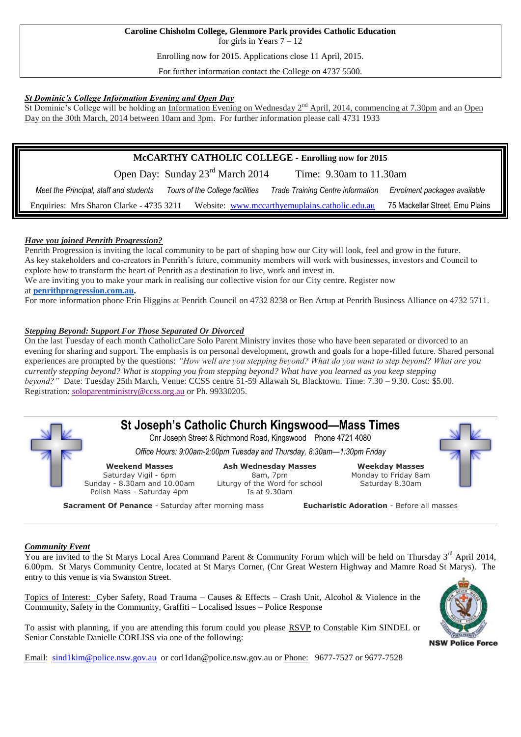**Caroline Chisholm College, Glenmore Park provides Catholic Education**
for girls in Years 7 – 12

Enrolling now for 2015. Applications close 11 April, 2015.

For further information contact the College on 4737 5500.

***St Dominic's College Information Evening and Open Day***

St Dominic's College will be holding an Information Evening on Wednesday 2nd April, 2014, commencing at 7.30pm and an Open Day on the 30th March, 2014 between 10am and 3pm. For further information please call 4731 1933

**McCARTHY CATHOLIC COLLEGE - Enrolling now for 2015**

Open Day: Sunday 23rd March 2014  Time: 9.30am to 11.30am

*Meet the Principal, staff and students* *Tours of the College facilities* *Trade Training Centre information* *Enrolment packages available*

Enquiries: Mrs Sharon Clarke - 4735 3211  Website: www.mccarthyemuplains.catholic.edu.au  75 Mackellar Street, Emu Plains

***Have you joined Penrith Progression?***

Penrith Progression is inviting the local community to be part of shaping how our City will look, feel and grow in the future.
As key stakeholders and co-creators in Penrith's future, community members will work with businesses, investors and Council to explore how to transform the heart of Penrith as a destination to live, work and invest in.
We are inviting you to make your mark in realising our collective vision for our City centre. Register now at **penrithprogression.com.au**.
For more information phone Erin Higgins at Penrith Council on 4732 8238 or Ben Artup at Penrith Business Alliance on 4732 5711.

***Stepping Beyond: Support For Those Separated Or Divorced***

On the last Tuesday of each month CatholicCare Solo Parent Ministry invites those who have been separated or divorced to an evening for sharing and support. The emphasis is on personal development, growth and goals for a hope-filled future. Shared personal experiences are prompted by the questions: *"How well are you stepping beyond? What do you want to step beyond? What are you currently stepping beyond? What is stopping you from stepping beyond? What have you learned as you keep stepping beyond?"* Date: Tuesday 25th March, Venue: CCSS centre 51-59 Allawah St, Blacktown. Time: 7.30 – 9.30. Cost: $5.00. Registration: soloparentministry@ccss.org.au or Ph. 99330205.

## St Joseph's Catholic Church Kingswood—Mass Times

Cnr Joseph Street & Richmond Road, Kingswood  Phone 4721 4080

*Office Hours: 9:00am-2:00pm Tuesday and Thursday, 8:30am—1:30pm Friday*

**Weekend Masses**
Saturday Vigil - 6pm
Sunday - 8.30am and 10.00am
Polish Mass - Saturday 4pm

**Ash Wednesday Masses**
8am, 7pm
Liturgy of the Word for school
Is at 9.30am

**Weekday Masses**
Monday to Friday 8am
Saturday 8.30am

**Sacrament Of Penance** - Saturday after morning mass

**Eucharistic Adoration** - Before all masses

***Community Event***

You are invited to the St Marys Local Area Command Parent & Community Forum which will be held on Thursday 3rd April 2014, 6.00pm. St Marys Community Centre, located at St Marys Corner, (Cnr Great Western Highway and Mamre Road St Marys). The entry to this venue is via Swanston Street.

Topics of Interest: Cyber Safety, Road Trauma – Causes & Effects – Crash Unit, Alcohol & Violence in the Community, Safety in the Community, Graffiti – Localised Issues – Police Response

To assist with planning, if you are attending this forum could you please RSVP to Constable Kim SINDEL or Senior Constable Danielle CORLISS via one of the following:

NSW Police Force

Email: sind1kim@police.nsw.gov.au or corl1dan@police.nsw.gov.au or Phone: 9677-7527 or 9677-7528